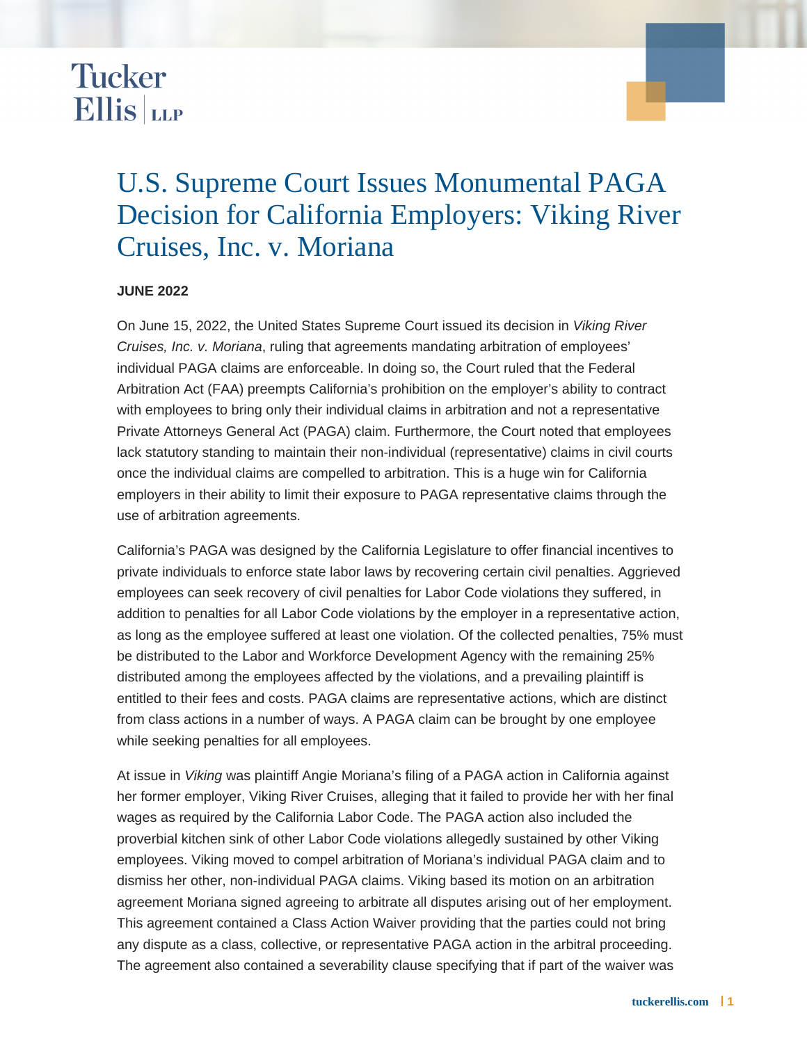Tucker Ellis LLP

# U.S. Supreme Court Issues Monumental PAGA Decision for California Employers: Viking River Cruises, Inc. v. Moriana

**JUNE 2022**

On June 15, 2022, the United States Supreme Court issued its decision in *Viking River Cruises, Inc. v. Moriana*, ruling that agreements mandating arbitration of employees' individual PAGA claims are enforceable. In doing so, the Court ruled that the Federal Arbitration Act (FAA) preempts California's prohibition on the employer's ability to contract with employees to bring only their individual claims in arbitration and not a representative Private Attorneys General Act (PAGA) claim. Furthermore, the Court noted that employees lack statutory standing to maintain their non-individual (representative) claims in civil courts once the individual claims are compelled to arbitration. This is a huge win for California employers in their ability to limit their exposure to PAGA representative claims through the use of arbitration agreements.

California's PAGA was designed by the California Legislature to offer financial incentives to private individuals to enforce state labor laws by recovering certain civil penalties. Aggrieved employees can seek recovery of civil penalties for Labor Code violations they suffered, in addition to penalties for all Labor Code violations by the employer in a representative action, as long as the employee suffered at least one violation. Of the collected penalties, 75% must be distributed to the Labor and Workforce Development Agency with the remaining 25% distributed among the employees affected by the violations, and a prevailing plaintiff is entitled to their fees and costs. PAGA claims are representative actions, which are distinct from class actions in a number of ways. A PAGA claim can be brought by one employee while seeking penalties for all employees.

At issue in *Viking* was plaintiff Angie Moriana's filing of a PAGA action in California against her former employer, Viking River Cruises, alleging that it failed to provide her with her final wages as required by the California Labor Code. The PAGA action also included the proverbial kitchen sink of other Labor Code violations allegedly sustained by other Viking employees. Viking moved to compel arbitration of Moriana's individual PAGA claim and to dismiss her other, non-individual PAGA claims. Viking based its motion on an arbitration agreement Moriana signed agreeing to arbitrate all disputes arising out of her employment. This agreement contained a Class Action Waiver providing that the parties could not bring any dispute as a class, collective, or representative PAGA action in the arbitral proceeding. The agreement also contained a severability clause specifying that if part of the waiver was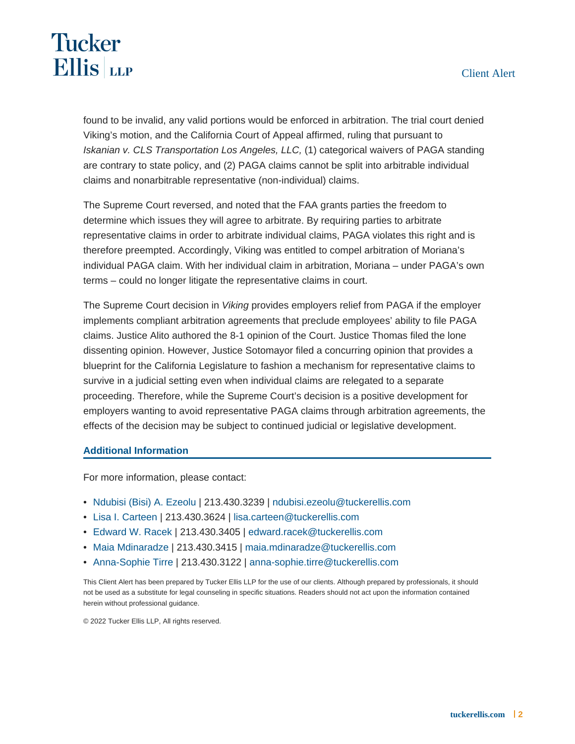found to be invalid, any valid portions would be enforced in arbitration. The trial court denied Viking's motion, and the California Court of Appeal affirmed, ruling that pursuant to *Iskanian v. CLS Transportation Los Angeles, LLC,* (1) categorical waivers of PAGA standing are contrary to state policy, and (2) PAGA claims cannot be split into arbitrable individual claims and nonarbitrable representative (non-individual) claims.

The Supreme Court reversed, and noted that the FAA grants parties the freedom to determine which issues they will agree to arbitrate. By requiring parties to arbitrate representative claims in order to arbitrate individual claims, PAGA violates this right and is therefore preempted. Accordingly, Viking was entitled to compel arbitration of Moriana's individual PAGA claim. With her individual claim in arbitration, Moriana – under PAGA's own terms – could no longer litigate the representative claims in court.

The Supreme Court decision in *Viking* provides employers relief from PAGA if the employer implements compliant arbitration agreements that preclude employees' ability to file PAGA claims. Justice Alito authored the 8-1 opinion of the Court. Justice Thomas filed the lone dissenting opinion. However, Justice Sotomayor filed a concurring opinion that provides a blueprint for the California Legislature to fashion a mechanism for representative claims to survive in a judicial setting even when individual claims are relegated to a separate proceeding. Therefore, while the Supreme Court's decision is a positive development for employers wanting to avoid representative PAGA claims through arbitration agreements, the effects of the decision may be subject to continued judicial or legislative development.

## Additional Information

For more information, please contact:

- Ndubisi (Bisi) A. Ezeolu | 213.430.3239 | ndubisi.ezeolu@tuckerellis.com
- Lisa I. Carteen | 213.430.3624 | lisa.carteen@tuckerellis.com
- Edward W. Racek | 213.430.3405 | edward.racek@tuckerellis.com
- Maia Mdinaradze | 213.430.3415 | maia.mdinaradze@tuckerellis.com
- Anna-Sophie Tirre | 213.430.3122 | anna-sophie.tirre@tuckerellis.com

This Client Alert has been prepared by Tucker Ellis LLP for the use of our clients. Although prepared by professionals, it should not be used as a substitute for legal counseling in specific situations. Readers should not act upon the information contained herein without professional guidance.

© 2022 Tucker Ellis LLP, All rights reserved.